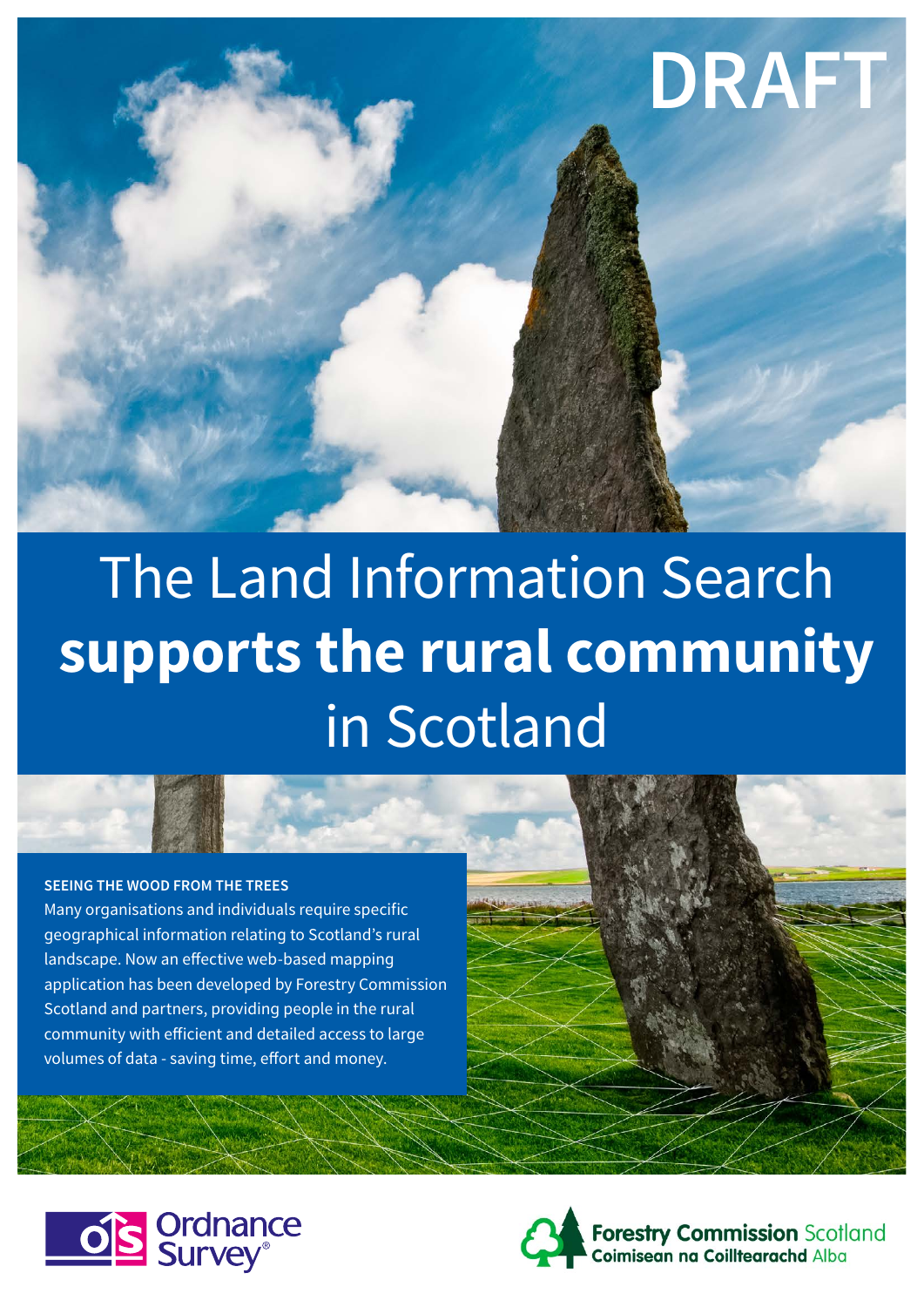DRAFT

# The Land Information Search **supports the rural community** in Scotland

### SEEING THE WOOD FROM THE TREES

Many organisations and individuals require specific geographical information relating to Scotland's rural landscape. Now an effective web-based mapping application has been developed by Forestry Commission Scotland and partners, providing people in the rural community with efficient and detailed access to large volumes of data - saving time, effort and money.

Ordnance Survey®

Forestry Commission Scotland
Coimisean na Coilltearachd Alba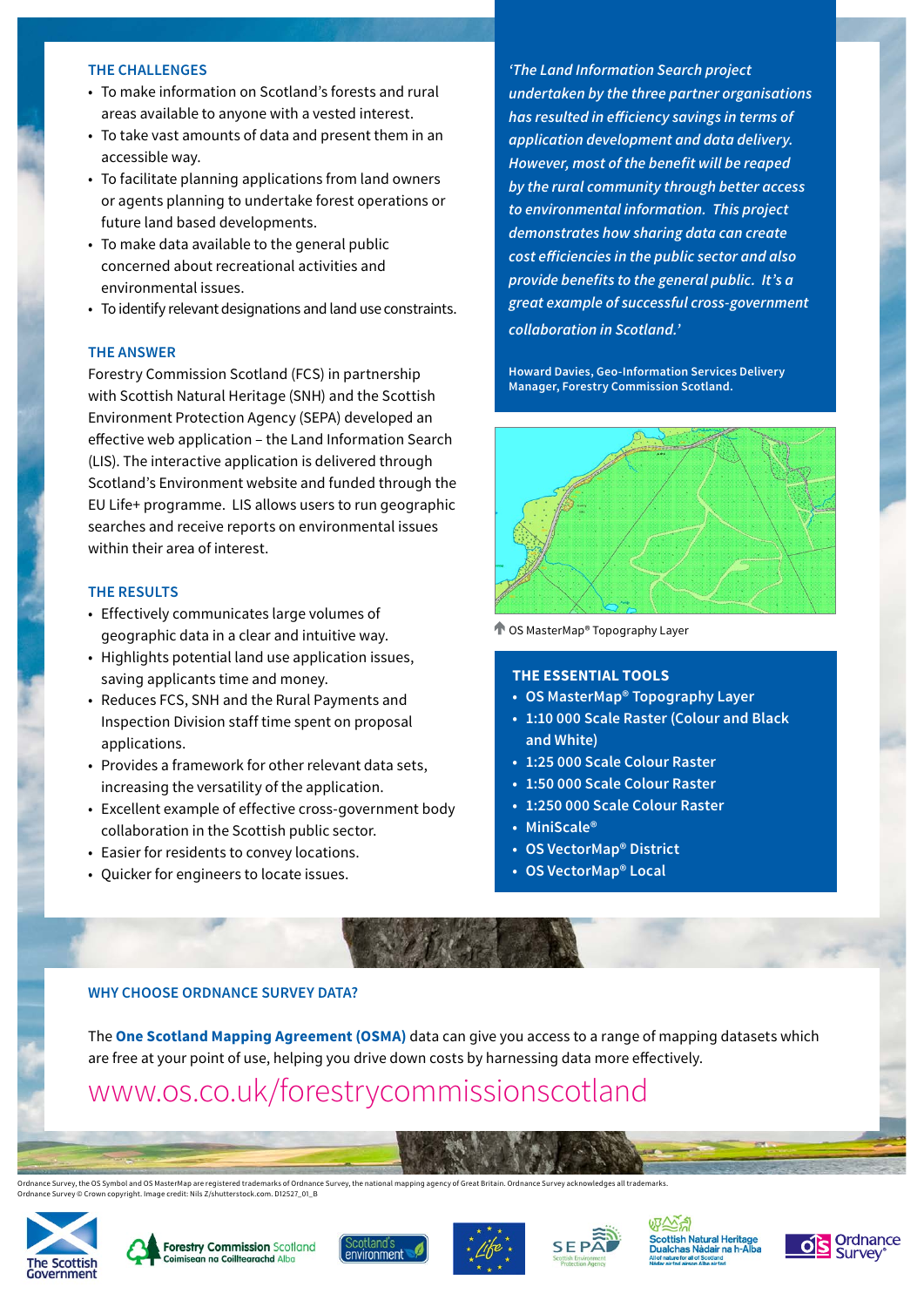## THE CHALLENGES

- To make information on Scotland's forests and rural areas available to anyone with a vested interest.
- To take vast amounts of data and present them in an accessible way.
- To facilitate planning applications from land owners or agents planning to undertake forest operations or future land based developments.
- To make data available to the general public concerned about recreational activities and environmental issues.
- To identify relevant designations and land use constraints.

## THE ANSWER

Forestry Commission Scotland (FCS) in partnership with Scottish Natural Heritage (SNH) and the Scottish Environment Protection Agency (SEPA) developed an effective web application – the Land Information Search (LIS). The interactive application is delivered through Scotland's Environment website and funded through the EU Life+ programme. LIS allows users to run geographic searches and receive reports on environmental issues within their area of interest.

## THE RESULTS

- Effectively communicates large volumes of geographic data in a clear and intuitive way.
- Highlights potential land use application issues, saving applicants time and money.
- Reduces FCS, SNH and the Rural Payments and Inspection Division staff time spent on proposal applications.
- Provides a framework for other relevant data sets, increasing the versatility of the application.
- Excellent example of effective cross-government body collaboration in the Scottish public sector.
- Easier for residents to convey locations.
- Quicker for engineers to locate issues.

*'The Land Information Search project undertaken by the three partner organisations has resulted in efficiency savings in terms of application development and data delivery. However, most of the benefit will be reaped by the rural community through better access to environmental information. This project demonstrates how sharing data can create cost efficiencies in the public sector and also provide benefits to the general public. It's a great example of successful cross-government collaboration in Scotland.'*

**Howard Davies, Geo-Information Services Delivery Manager, Forestry Commission Scotland.**

OS MasterMap® Topography Layer

## THE ESSENTIAL TOOLS

- **OS MasterMap® Topography Layer**
- **1:10 000 Scale Raster (Colour and Black and White)**
- **1:25 000 Scale Colour Raster**
- **1:50 000 Scale Colour Raster**
- **1:250 000 Scale Colour Raster**
- **MiniScale®**
- **OS VectorMap® District**
- **OS VectorMap® Local**

## WHY CHOOSE ORDNANCE SURVEY DATA?

The **One Scotland Mapping Agreement (OSMA)** data can give you access to a range of mapping datasets which are free at your point of use, helping you drive down costs by harnessing data more effectively.

www.os.co.uk/forestrycommissionscotland

Ordnance Survey, the OS Symbol and OS MasterMap are registered trademarks of Ordnance Survey, the national mapping agency of Great Britain. Ordnance Survey acknowledges all trademarks.
Ordnance Survey © Crown copyright. Image credit: Nils Z/shutterstock.com. D12527_01_B

The Scottish Government | Forestry Commission Scotland – Coimisean na Coilltearachd Alba | Scotland's environment | Life | SEPA – Scottish Environment Protection Agency | Scottish Natural Heritage – Dualchas Nàdair na h-Alba | Ordnance Survey